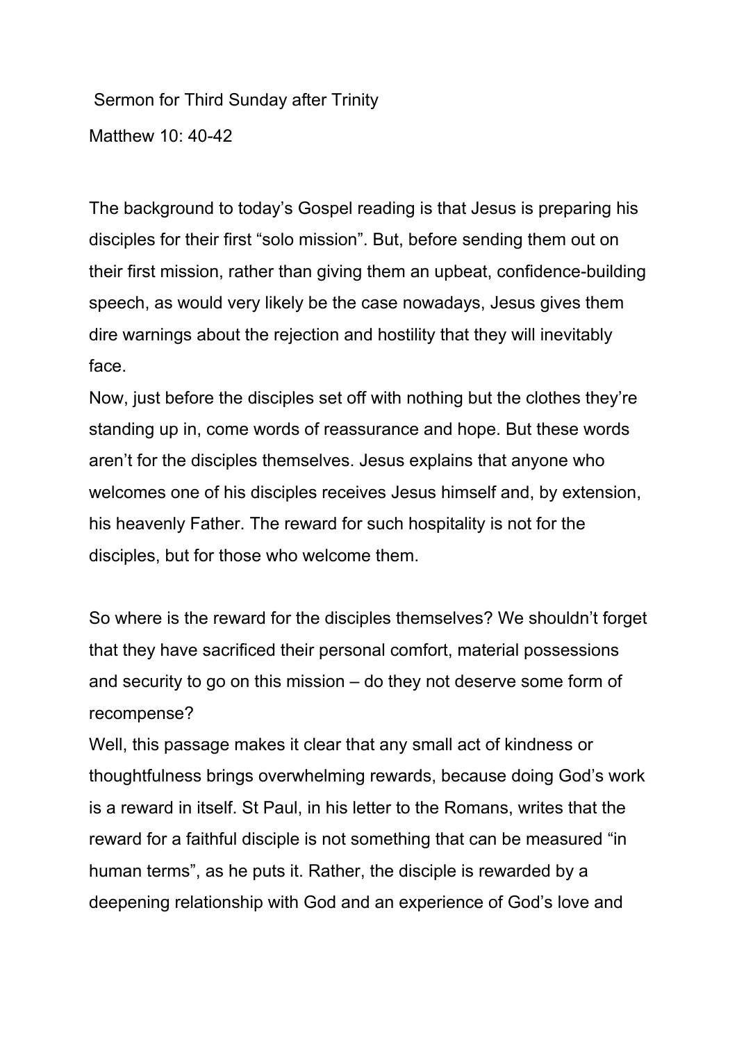Sermon for Third Sunday after Trinity

Matthew 10: 40-42

The background to today's Gospel reading is that Jesus is preparing his disciples for their first "solo mission". But, before sending them out on their first mission, rather than giving them an upbeat, confidence-building speech, as would very likely be the case nowadays, Jesus gives them dire warnings about the rejection and hostility that they will inevitably face.

Now, just before the disciples set off with nothing but the clothes they're standing up in, come words of reassurance and hope. But these words aren't for the disciples themselves. Jesus explains that anyone who welcomes one of his disciples receives Jesus himself and, by extension, his heavenly Father. The reward for such hospitality is not for the disciples, but for those who welcome them.

So where is the reward for the disciples themselves? We shouldn't forget that they have sacrificed their personal comfort, material possessions and security to go on this mission – do they not deserve some form of recompense?

Well, this passage makes it clear that any small act of kindness or thoughtfulness brings overwhelming rewards, because doing God's work is a reward in itself. St Paul, in his letter to the Romans, writes that the reward for a faithful disciple is not something that can be measured "in human terms", as he puts it. Rather, the disciple is rewarded by a deepening relationship with God and an experience of God's love and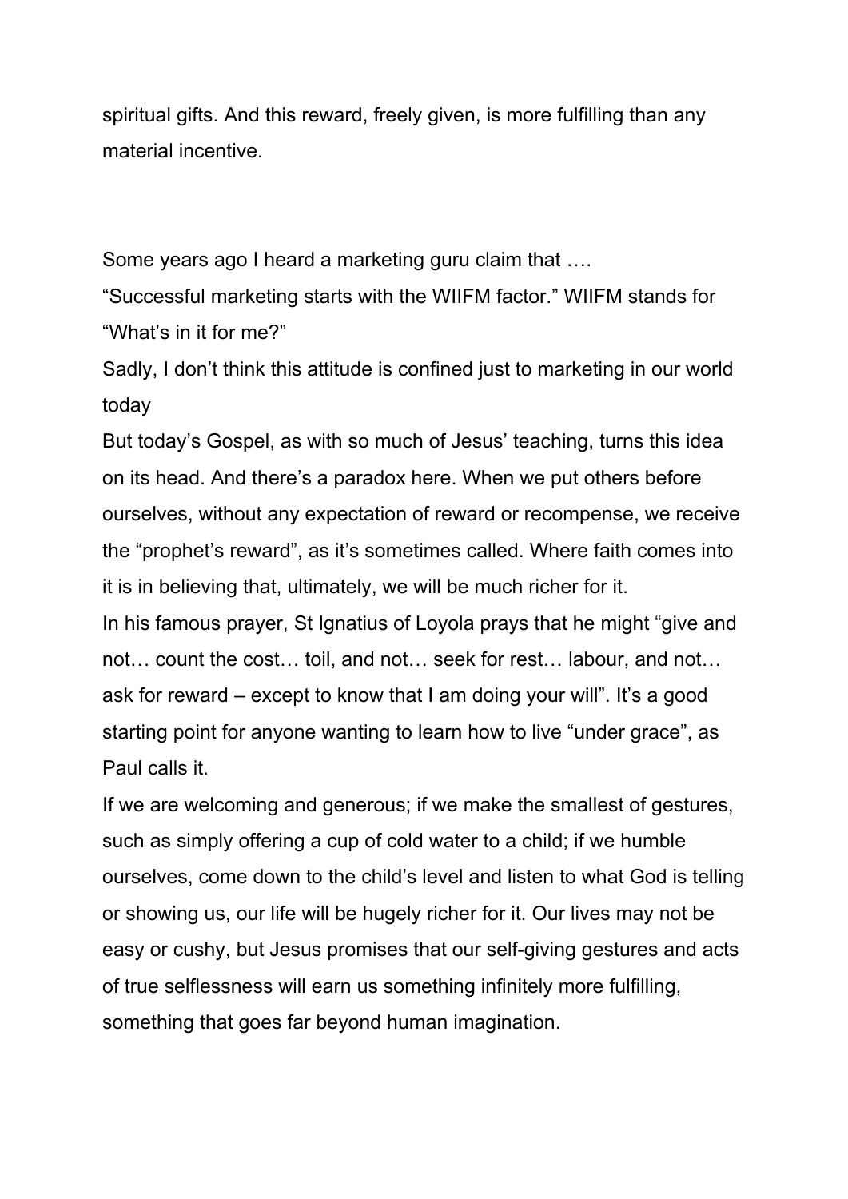spiritual gifts. And this reward, freely given, is more fulfilling than any material incentive.

Some years ago I heard a marketing guru claim that ….
"Successful marketing starts with the WIIFM factor." WIIFM stands for "What's in it for me?"
Sadly, I don't think this attitude is confined just to marketing in our world today
But today's Gospel, as with so much of Jesus' teaching, turns this idea on its head. And there's a paradox here. When we put others before ourselves, without any expectation of reward or recompense, we receive the "prophet's reward", as it's sometimes called. Where faith comes into it is in believing that, ultimately, we will be much richer for it.
In his famous prayer, St Ignatius of Loyola prays that he might "give and not… count the cost… toil, and not… seek for rest… labour, and not… ask for reward – except to know that I am doing your will". It's a good starting point for anyone wanting to learn how to live "under grace", as Paul calls it.
If we are welcoming and generous; if we make the smallest of gestures, such as simply offering a cup of cold water to a child; if we humble ourselves, come down to the child's level and listen to what God is telling or showing us, our life will be hugely richer for it. Our lives may not be easy or cushy, but Jesus promises that our self-giving gestures and acts of true selflessness will earn us something infinitely more fulfilling, something that goes far beyond human imagination.